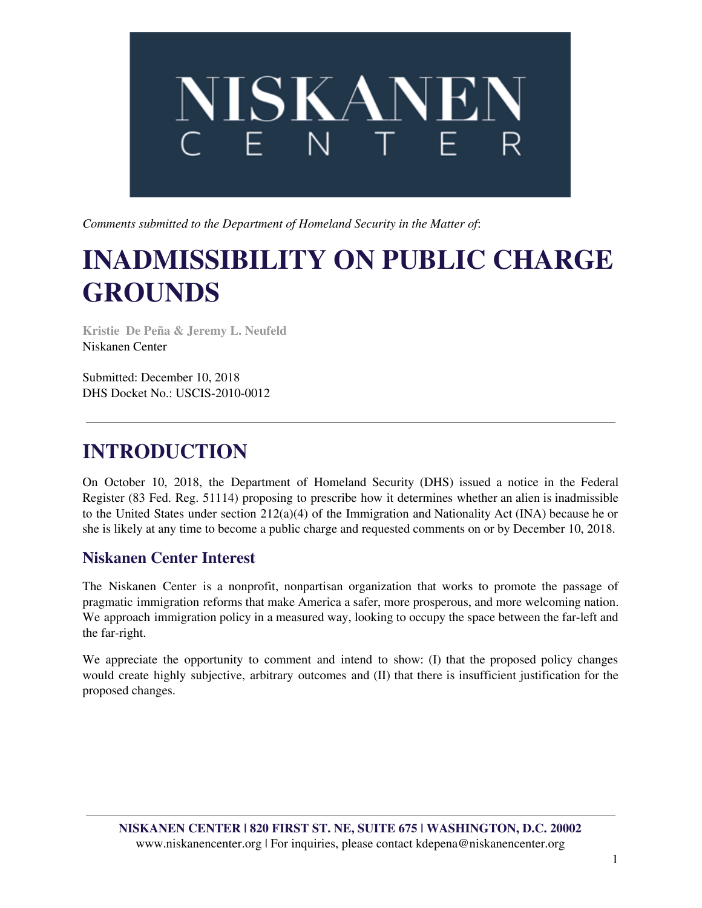# NISKANEN CENTER

*Comments submitted to the Department of Homeland Security in the Matter of*:

# INADMISSIBILITY ON PUBLIC CHARGE GROUNDS

**Kristie De Peña & Jeremy L. Neufeld**
Niskanen Center

Submitted: December 10, 2018
DHS Docket No.: USCIS-2010-0012

---

## INTRODUCTION

On October 10, 2018, the Department of Homeland Security (DHS) issued a notice in the Federal Register (83 Fed. Reg. 51114) proposing to prescribe how it determines whether an alien is inadmissible to the United States under section 212(a)(4) of the Immigration and Nationality Act (INA) because he or she is likely at any time to become a public charge and requested comments on or by December 10, 2018.

### Niskanen Center Interest

The Niskanen Center is a nonprofit, nonpartisan organization that works to promote the passage of pragmatic immigration reforms that make America a safer, more prosperous, and more welcoming nation. We approach immigration policy in a measured way, looking to occupy the space between the far-left and the far-right.

We appreciate the opportunity to comment and intend to show: (I) that the proposed policy changes would create highly subjective, arbitrary outcomes and (II) that there is insufficient justification for the proposed changes.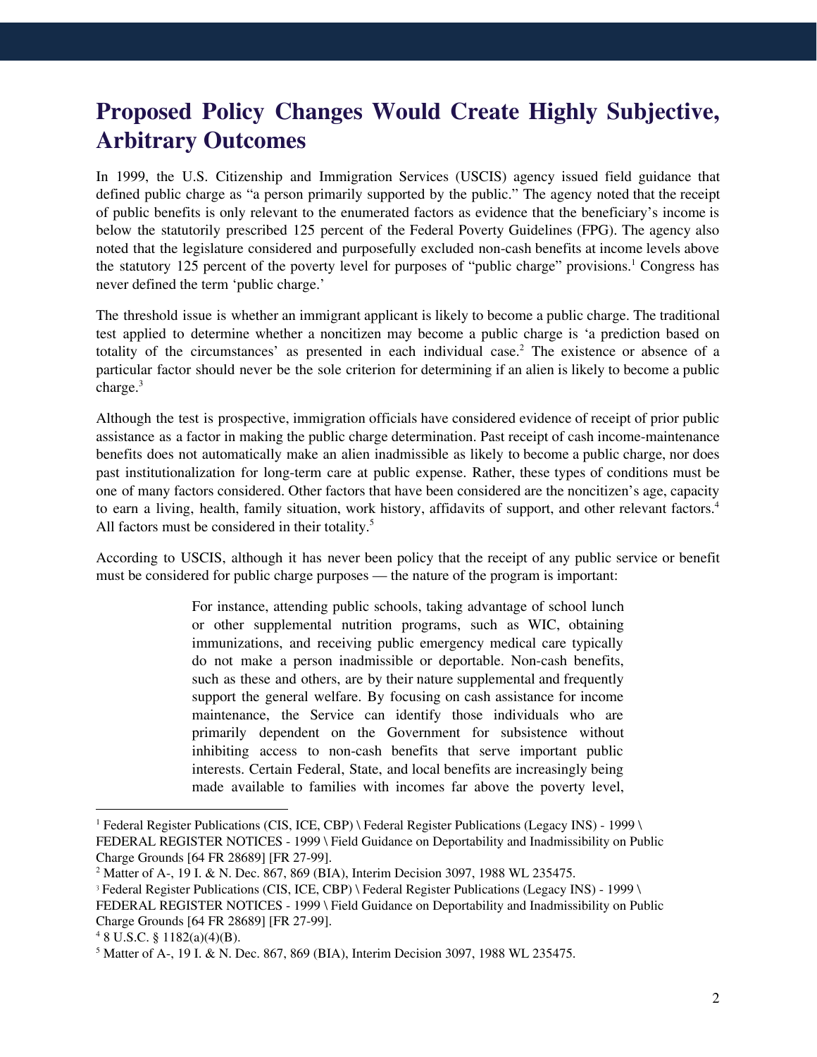## Proposed Policy Changes Would Create Highly Subjective, Arbitrary Outcomes

In 1999, the U.S. Citizenship and Immigration Services (USCIS) agency issued field guidance that defined public charge as "a person primarily supported by the public." The agency noted that the receipt of public benefits is only relevant to the enumerated factors as evidence that the beneficiary's income is below the statutorily prescribed 125 percent of the Federal Poverty Guidelines (FPG). The agency also noted that the legislature considered and purposefully excluded non-cash benefits at income levels above the statutory 125 percent of the poverty level for purposes of "public charge" provisions.[1] Congress has never defined the term 'public charge.'

The threshold issue is whether an immigrant applicant is likely to become a public charge. The traditional test applied to determine whether a noncitizen may become a public charge is 'a prediction based on totality of the circumstances' as presented in each individual case.[2] The existence or absence of a particular factor should never be the sole criterion for determining if an alien is likely to become a public charge.[3]

Although the test is prospective, immigration officials have considered evidence of receipt of prior public assistance as a factor in making the public charge determination. Past receipt of cash income-maintenance benefits does not automatically make an alien inadmissible as likely to become a public charge, nor does past institutionalization for long-term care at public expense. Rather, these types of conditions must be one of many factors considered. Other factors that have been considered are the noncitizen's age, capacity to earn a living, health, family situation, work history, affidavits of support, and other relevant factors.[4] All factors must be considered in their totality.[5]

According to USCIS, although it has never been policy that the receipt of any public service or benefit must be considered for public charge purposes — the nature of the program is important:

> For instance, attending public schools, taking advantage of school lunch or other supplemental nutrition programs, such as WIC, obtaining immunizations, and receiving public emergency medical care typically do not make a person inadmissible or deportable. Non-cash benefits, such as these and others, are by their nature supplemental and frequently support the general welfare. By focusing on cash assistance for income maintenance, the Service can identify those individuals who are primarily dependent on the Government for subsistence without inhibiting access to non-cash benefits that serve important public interests. Certain Federal, State, and local benefits are increasingly being made available to families with incomes far above the poverty level,

---

[1] Federal Register Publications (CIS, ICE, CBP) \ Federal Register Publications (Legacy INS) - 1999 \ FEDERAL REGISTER NOTICES - 1999 \ Field Guidance on Deportability and Inadmissibility on Public Charge Grounds [64 FR 28689] [FR 27-99].

[2] Matter of A-, 19 I. & N. Dec. 867, 869 (BIA), Interim Decision 3097, 1988 WL 235475.

[3] Federal Register Publications (CIS, ICE, CBP) \ Federal Register Publications (Legacy INS) - 1999 \ FEDERAL REGISTER NOTICES - 1999 \ Field Guidance on Deportability and Inadmissibility on Public Charge Grounds [64 FR 28689] [FR 27-99].

[4] 8 U.S.C. § 1182(a)(4)(B).

[5] Matter of A-, 19 I. & N. Dec. 867, 869 (BIA), Interim Decision 3097, 1988 WL 235475.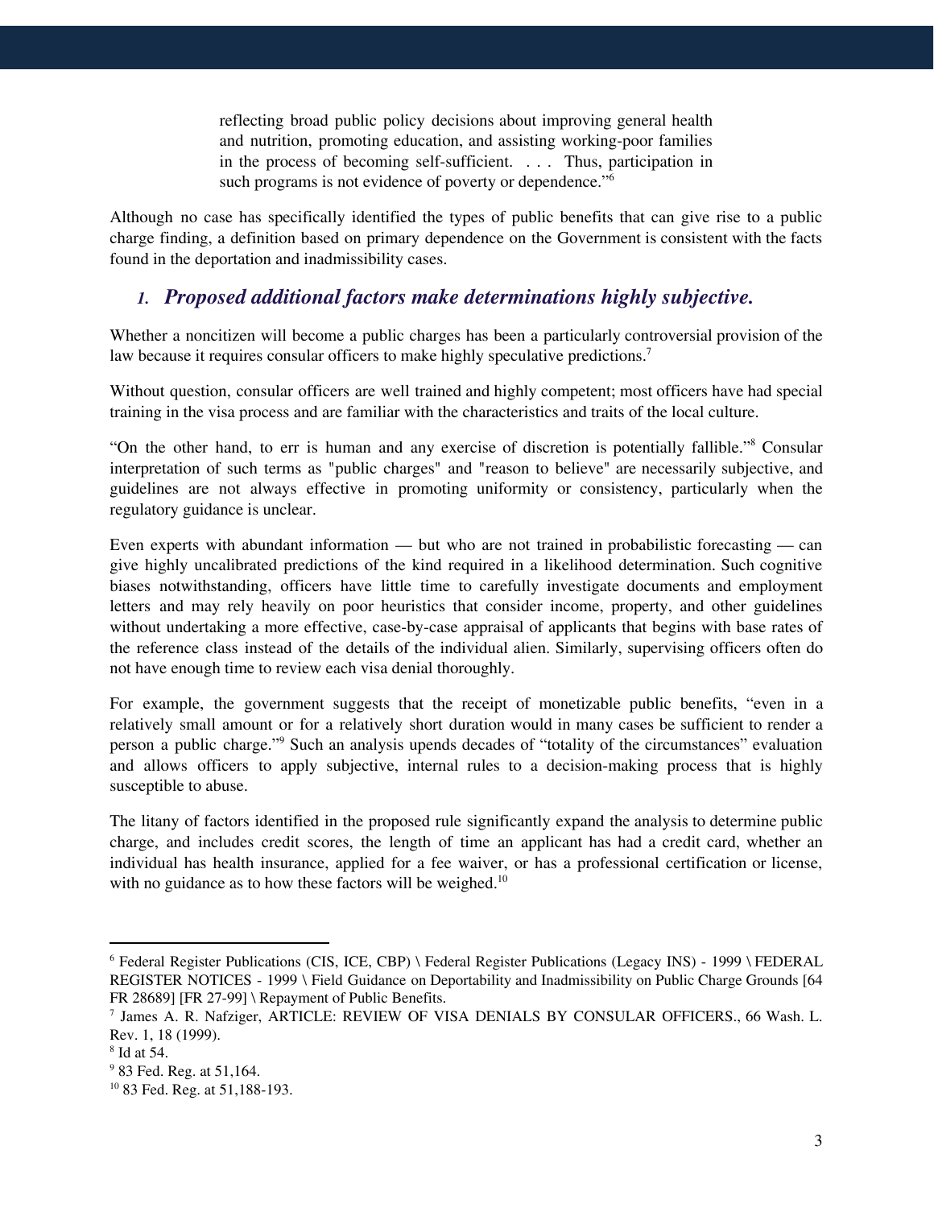> reflecting broad public policy decisions about improving general health and nutrition, promoting education, and assisting working-poor families in the process of becoming self-sufficient. . . . Thus, participation in such programs is not evidence of poverty or dependence."[6]

Although no case has specifically identified the types of public benefits that can give rise to a public charge finding, a definition based on primary dependence on the Government is consistent with the facts found in the deportation and inadmissibility cases.

### *1. Proposed additional factors make determinations highly subjective.*

Whether a noncitizen will become a public charges has been a particularly controversial provision of the law because it requires consular officers to make highly speculative predictions.[7]

Without question, consular officers are well trained and highly competent; most officers have had special training in the visa process and are familiar with the characteristics and traits of the local culture.

"On the other hand, to err is human and any exercise of discretion is potentially fallible."[8] Consular interpretation of such terms as "public charges" and "reason to believe" are necessarily subjective, and guidelines are not always effective in promoting uniformity or consistency, particularly when the regulatory guidance is unclear.

Even experts with abundant information — but who are not trained in probabilistic forecasting — can give highly uncalibrated predictions of the kind required in a likelihood determination. Such cognitive biases notwithstanding, officers have little time to carefully investigate documents and employment letters and may rely heavily on poor heuristics that consider income, property, and other guidelines without undertaking a more effective, case-by-case appraisal of applicants that begins with base rates of the reference class instead of the details of the individual alien. Similarly, supervising officers often do not have enough time to review each visa denial thoroughly.

For example, the government suggests that the receipt of monetizable public benefits, "even in a relatively small amount or for a relatively short duration would in many cases be sufficient to render a person a public charge."[9] Such an analysis upends decades of "totality of the circumstances" evaluation and allows officers to apply subjective, internal rules to a decision-making process that is highly susceptible to abuse.

The litany of factors identified in the proposed rule significantly expand the analysis to determine public charge, and includes credit scores, the length of time an applicant has had a credit card, whether an individual has health insurance, applied for a fee waiver, or has a professional certification or license, with no guidance as to how these factors will be weighed.[10]

---

[6] Federal Register Publications (CIS, ICE, CBP) \ Federal Register Publications (Legacy INS) - 1999 \ FEDERAL REGISTER NOTICES - 1999 \ Field Guidance on Deportability and Inadmissibility on Public Charge Grounds [64 FR 28689] [FR 27-99] \ Repayment of Public Benefits.

[7] James A. R. Nafziger, ARTICLE: REVIEW OF VISA DENIALS BY CONSULAR OFFICERS., 66 Wash. L. Rev. 1, 18 (1999).

[8] Id at 54.

[9] 83 Fed. Reg. at 51,164.

[10] 83 Fed. Reg. at 51,188-193.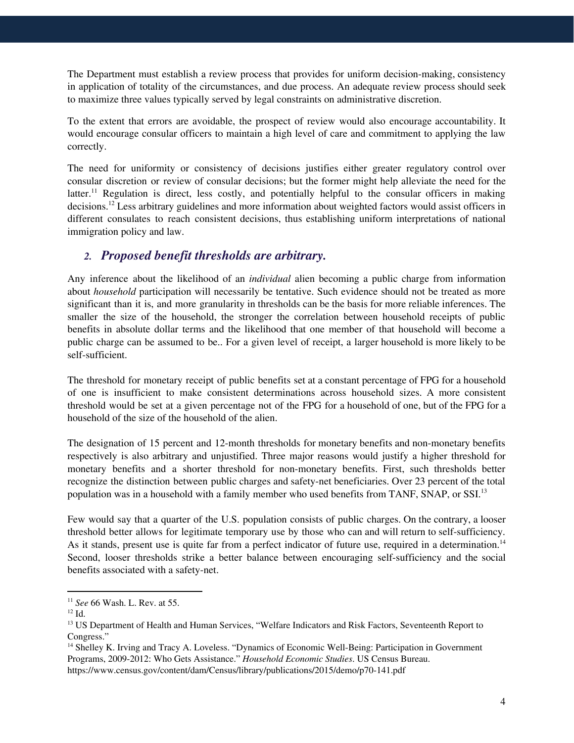The Department must establish a review process that provides for uniform decision-making, consistency in application of totality of the circumstances, and due process. An adequate review process should seek to maximize three values typically served by legal constraints on administrative discretion.

To the extent that errors are avoidable, the prospect of review would also encourage accountability. It would encourage consular officers to maintain a high level of care and commitment to applying the law correctly.

The need for uniformity or consistency of decisions justifies either greater regulatory control over consular discretion or review of consular decisions; but the former might help alleviate the need for the latter.[11] Regulation is direct, less costly, and potentially helpful to the consular officers in making decisions.[12] Less arbitrary guidelines and more information about weighted factors would assist officers in different consulates to reach consistent decisions, thus establishing uniform interpretations of national immigration policy and law.

### *2. Proposed benefit thresholds are arbitrary.*

Any inference about the likelihood of an *individual* alien becoming a public charge from information about *household* participation will necessarily be tentative. Such evidence should not be treated as more significant than it is, and more granularity in thresholds can be the basis for more reliable inferences. The smaller the size of the household, the stronger the correlation between household receipts of public benefits in absolute dollar terms and the likelihood that one member of that household will become a public charge can be assumed to be.. For a given level of receipt, a larger household is more likely to be self-sufficient.

The threshold for monetary receipt of public benefits set at a constant percentage of FPG for a household of one is insufficient to make consistent determinations across household sizes. A more consistent threshold would be set at a given percentage not of the FPG for a household of one, but of the FPG for a household of the size of the household of the alien.

The designation of 15 percent and 12-month thresholds for monetary benefits and non-monetary benefits respectively is also arbitrary and unjustified. Three major reasons would justify a higher threshold for monetary benefits and a shorter threshold for non-monetary benefits. First, such thresholds better recognize the distinction between public charges and safety-net beneficiaries. Over 23 percent of the total population was in a household with a family member who used benefits from TANF, SNAP, or SSI.[13]

Few would say that a quarter of the U.S. population consists of public charges. On the contrary, a looser threshold better allows for legitimate temporary use by those who can and will return to self-sufficiency. As it stands, present use is quite far from a perfect indicator of future use, required in a determination.[14] Second, looser thresholds strike a better balance between encouraging self-sufficiency and the social benefits associated with a safety-net.

---

[11] *See* 66 Wash. L. Rev. at 55.

[12] Id.

[13] US Department of Health and Human Services, "Welfare Indicators and Risk Factors, Seventeenth Report to Congress."

[14] Shelley K. Irving and Tracy A. Loveless. "Dynamics of Economic Well-Being: Participation in Government Programs, 2009-2012: Who Gets Assistance." *Household Economic Studies*. US Census Bureau. https://www.census.gov/content/dam/Census/library/publications/2015/demo/p70-141.pdf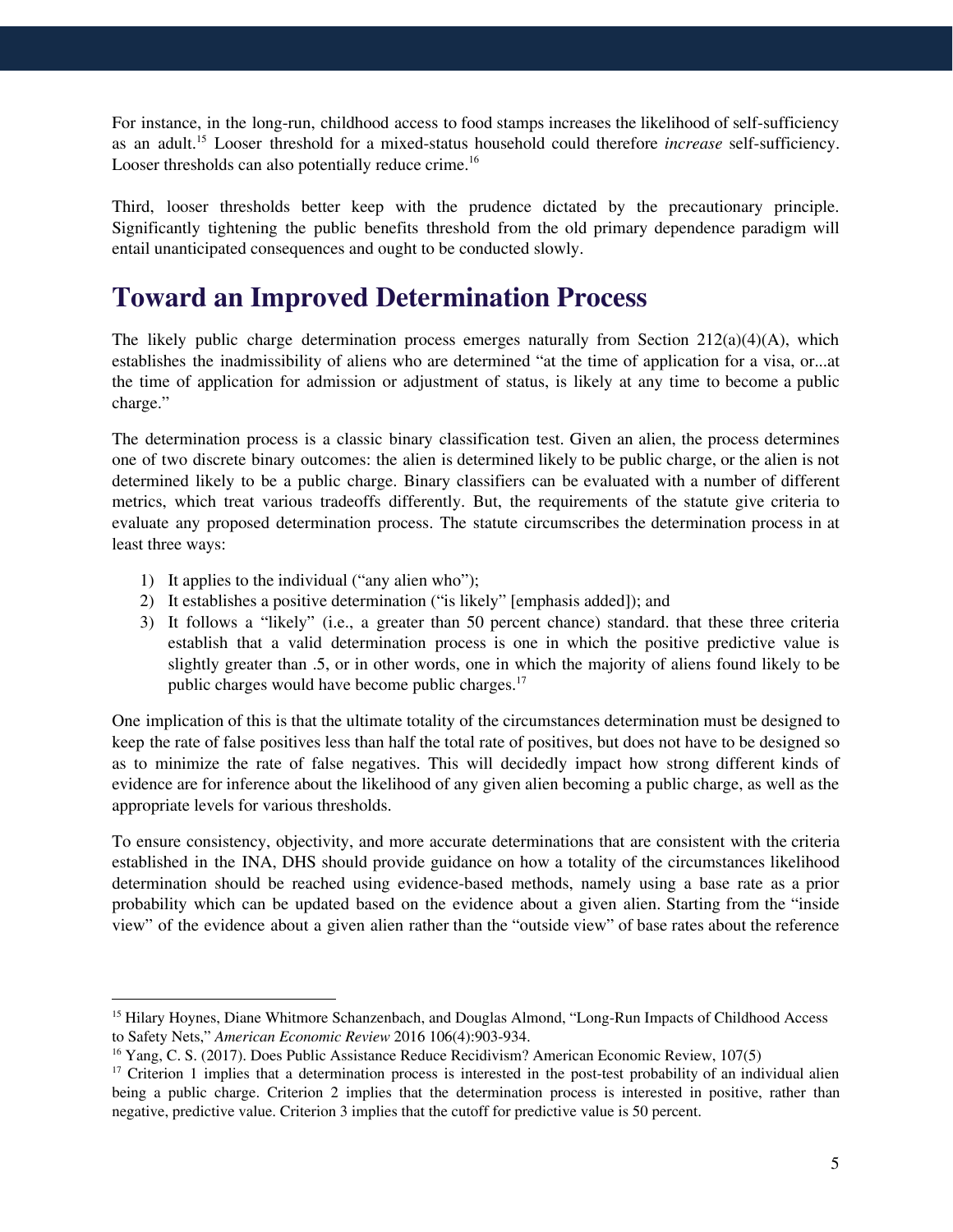For instance, in the long-run, childhood access to food stamps increases the likelihood of self-sufficiency as an adult.[15] Looser threshold for a mixed-status household could therefore *increase* self-sufficiency. Looser thresholds can also potentially reduce crime.[16]

Third, looser thresholds better keep with the prudence dictated by the precautionary principle. Significantly tightening the public benefits threshold from the old primary dependence paradigm will entail unanticipated consequences and ought to be conducted slowly.

## Toward an Improved Determination Process

The likely public charge determination process emerges naturally from Section 212(a)(4)(A), which establishes the inadmissibility of aliens who are determined "at the time of application for a visa, or...at the time of application for admission or adjustment of status, is likely at any time to become a public charge."

The determination process is a classic binary classification test. Given an alien, the process determines one of two discrete binary outcomes: the alien is determined likely to be public charge, or the alien is not determined likely to be a public charge. Binary classifiers can be evaluated with a number of different metrics, which treat various tradeoffs differently. But, the requirements of the statute give criteria to evaluate any proposed determination process. The statute circumscribes the determination process in at least three ways:

1) It applies to the individual ("any alien who");
2) It establishes a positive determination ("is likely" [emphasis added]); and
3) It follows a "likely" (i.e., a greater than 50 percent chance) standard. that these three criteria establish that a valid determination process is one in which the positive predictive value is slightly greater than .5, or in other words, one in which the majority of aliens found likely to be public charges would have become public charges.[17]

One implication of this is that the ultimate totality of the circumstances determination must be designed to keep the rate of false positives less than half the total rate of positives, but does not have to be designed so as to minimize the rate of false negatives. This will decidedly impact how strong different kinds of evidence are for inference about the likelihood of any given alien becoming a public charge, as well as the appropriate levels for various thresholds.

To ensure consistency, objectivity, and more accurate determinations that are consistent with the criteria established in the INA, DHS should provide guidance on how a totality of the circumstances likelihood determination should be reached using evidence-based methods, namely using a base rate as a prior probability which can be updated based on the evidence about a given alien. Starting from the "inside view" of the evidence about a given alien rather than the "outside view" of base rates about the reference

---

[15] Hilary Hoynes, Diane Whitmore Schanzenbach, and Douglas Almond, "Long-Run Impacts of Childhood Access to Safety Nets," *American Economic Review* 2016 106(4):903-934.

[16] Yang, C. S. (2017). Does Public Assistance Reduce Recidivism? American Economic Review, 107(5)

[17] Criterion 1 implies that a determination process is interested in the post-test probability of an individual alien being a public charge. Criterion 2 implies that the determination process is interested in positive, rather than negative, predictive value. Criterion 3 implies that the cutoff for predictive value is 50 percent.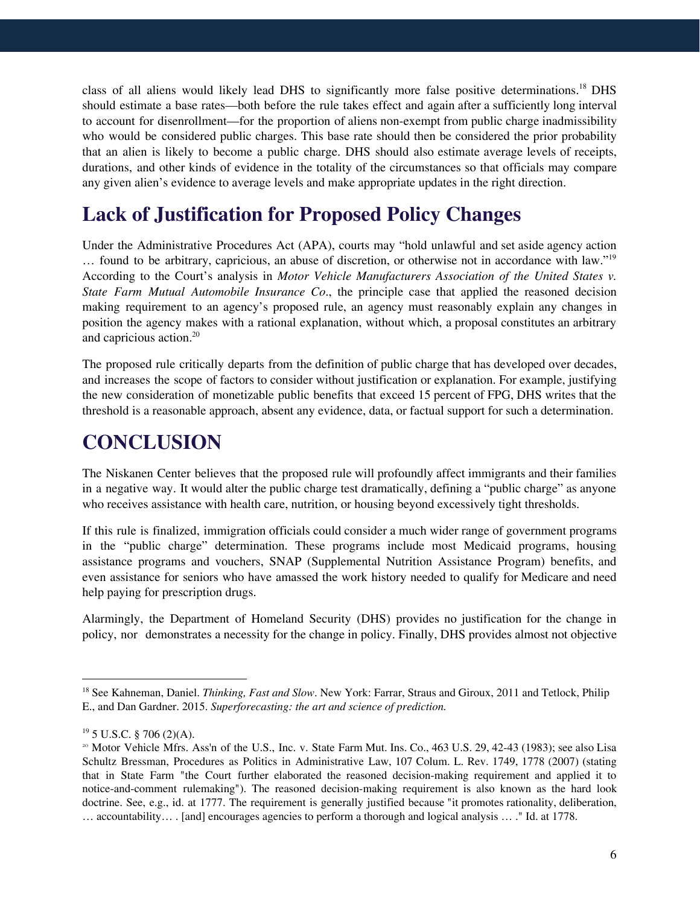class of all aliens would likely lead DHS to significantly more false positive determinations.[18] DHS should estimate a base rates—both before the rule takes effect and again after a sufficiently long interval to account for disenrollment—for the proportion of aliens non-exempt from public charge inadmissibility who would be considered public charges. This base rate should then be considered the prior probability that an alien is likely to become a public charge. DHS should also estimate average levels of receipts, durations, and other kinds of evidence in the totality of the circumstances so that officials may compare any given alien's evidence to average levels and make appropriate updates in the right direction.

## Lack of Justification for Proposed Policy Changes

Under the Administrative Procedures Act (APA), courts may "hold unlawful and set aside agency action … found to be arbitrary, capricious, an abuse of discretion, or otherwise not in accordance with law."[19] According to the Court's analysis in *Motor Vehicle Manufacturers Association of the United States v. State Farm Mutual Automobile Insurance Co*., the principle case that applied the reasoned decision making requirement to an agency's proposed rule, an agency must reasonably explain any changes in position the agency makes with a rational explanation, without which, a proposal constitutes an arbitrary and capricious action.[20]

The proposed rule critically departs from the definition of public charge that has developed over decades, and increases the scope of factors to consider without justification or explanation. For example, justifying the new consideration of monetizable public benefits that exceed 15 percent of FPG, DHS writes that the threshold is a reasonable approach, absent any evidence, data, or factual support for such a determination.

## CONCLUSION

The Niskanen Center believes that the proposed rule will profoundly affect immigrants and their families in a negative way. It would alter the public charge test dramatically, defining a "public charge" as anyone who receives assistance with health care, nutrition, or housing beyond excessively tight thresholds.

If this rule is finalized, immigration officials could consider a much wider range of government programs in the "public charge" determination. These programs include most Medicaid programs, housing assistance programs and vouchers, SNAP (Supplemental Nutrition Assistance Program) benefits, and even assistance for seniors who have amassed the work history needed to qualify for Medicare and need help paying for prescription drugs.

Alarmingly, the Department of Homeland Security (DHS) provides no justification for the change in policy, nor demonstrates a necessity for the change in policy. Finally, DHS provides almost not objective

---

[18] See Kahneman, Daniel. *Thinking, Fast and Slow*. New York: Farrar, Straus and Giroux, 2011 and Tetlock, Philip E., and Dan Gardner. 2015. *Superforecasting: the art and science of prediction.*

[19] 5 U.S.C. § 706 (2)(A).

[20] Motor Vehicle Mfrs. Ass'n of the U.S., Inc. v. State Farm Mut. Ins. Co., 463 U.S. 29, 42-43 (1983); see also Lisa Schultz Bressman, Procedures as Politics in Administrative Law, 107 Colum. L. Rev. 1749, 1778 (2007) (stating that in State Farm "the Court further elaborated the reasoned decision-making requirement and applied it to notice-and-comment rulemaking"). The reasoned decision-making requirement is also known as the hard look doctrine. See, e.g., id. at 1777. The requirement is generally justified because "it promotes rationality, deliberation, … accountability… . [and] encourages agencies to perform a thorough and logical analysis … ." Id. at 1778.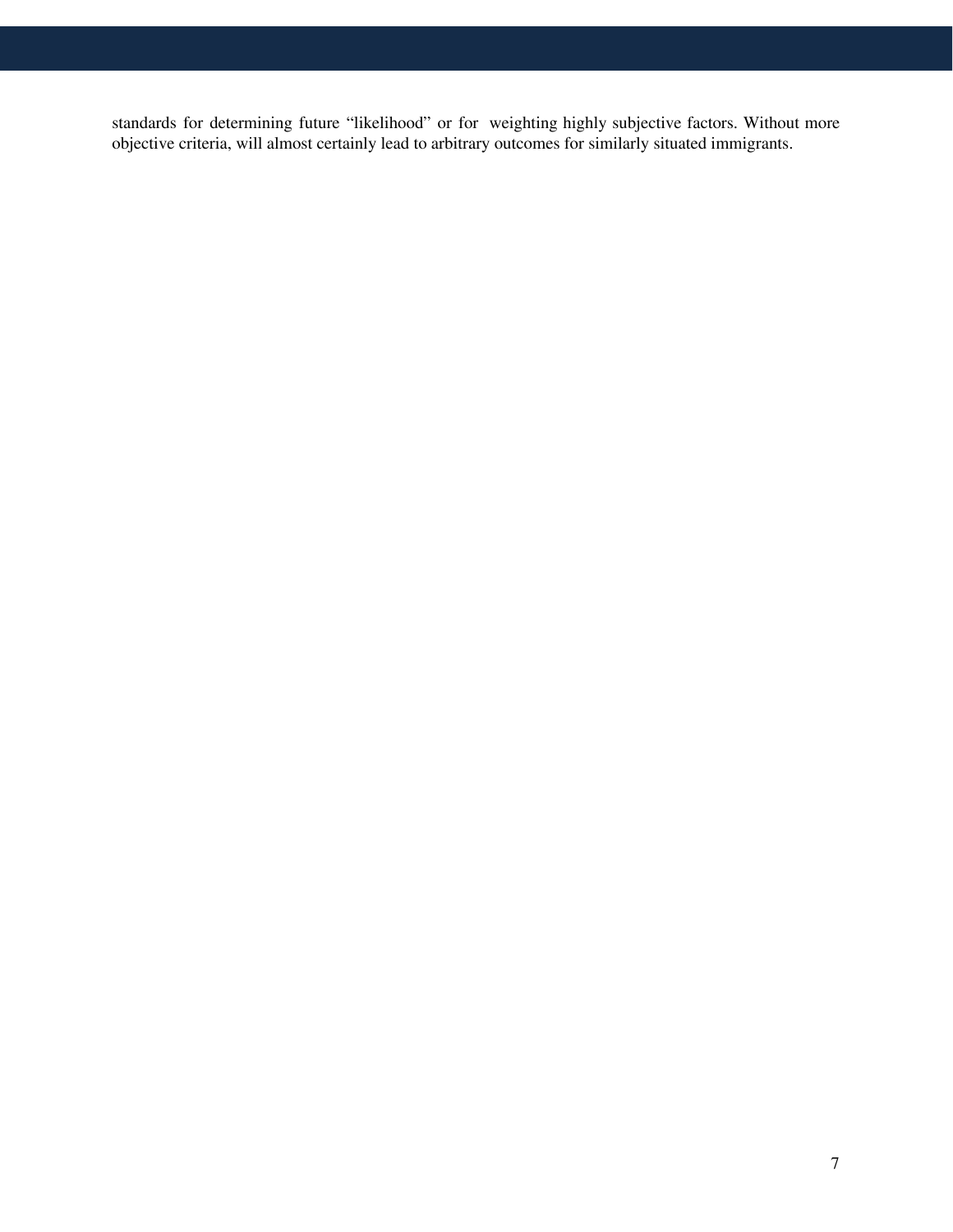standards for determining future "likelihood" or for weighting highly subjective factors. Without more objective criteria, will almost certainly lead to arbitrary outcomes for similarly situated immigrants.